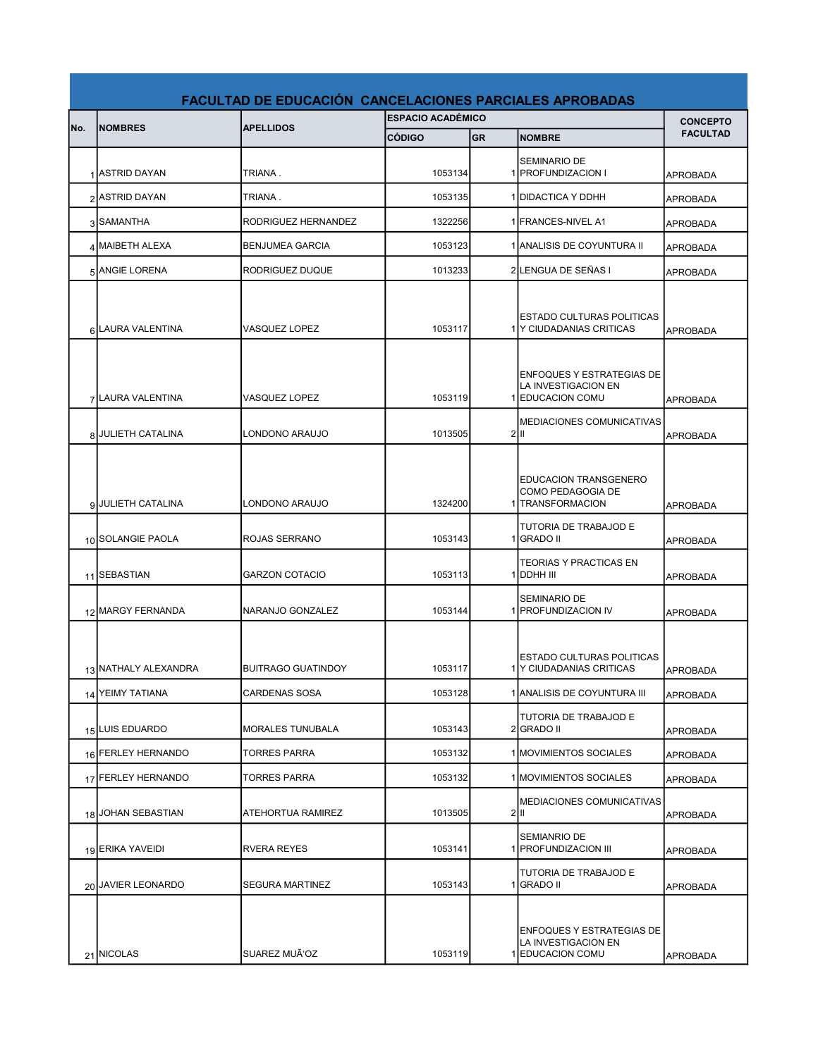# FACULTAD DE EDUCACIÓN CANCELACIONES PARCIALES APROBADAS

| No. | NOMBRES | APELLIDOS | ESPACIO ACADÉMICO | | | CONCEPTO FACULTAD |
|---|---|---|---|---|---|---|
| | | | CÓDIGO | GR | NOMBRE | |
| 1 | ASTRID DAYAN | TRIANA . | 1053134 | 1 | SEMINARIO DE PROFUNDIZACION I | APROBADA |
| 2 | ASTRID DAYAN | TRIANA . | 1053135 | 1 | DIDACTICA Y DDHH | APROBADA |
| 3 | SAMANTHA | RODRIGUEZ HERNANDEZ | 1322256 | 1 | FRANCES-NIVEL A1 | APROBADA |
| 4 | MAIBETH ALEXA | BENJUMEA GARCIA | 1053123 | 1 | ANALISIS DE COYUNTURA II | APROBADA |
| 5 | ANGIE LORENA | RODRIGUEZ DUQUE | 1013233 | 2 | LENGUA DE SEÑAS I | APROBADA |
| 6 | LAURA VALENTINA | VASQUEZ LOPEZ | 1053117 | 1 | ESTADO CULTURAS POLITICAS Y CIUDADANIAS CRITICAS | APROBADA |
| 7 | LAURA VALENTINA | VASQUEZ LOPEZ | 1053119 | 1 | ENFOQUES Y ESTRATEGIAS DE LA INVESTIGACION EN EDUCACION COMU | APROBADA |
| 8 | JULIETH CATALINA | LONDONO ARAUJO | 1013505 | 2 | MEDIACIONES COMUNICATIVAS II | APROBADA |
| 9 | JULIETH CATALINA | LONDONO ARAUJO | 1324200 | 1 | EDUCACION TRANSGENERO COMO PEDAGOGIA DE TRANSFORMACION | APROBADA |
| 10 | SOLANGIE PAOLA | ROJAS SERRANO | 1053143 | 1 | TUTORIA DE TRABAJOD E GRADO II | APROBADA |
| 11 | SEBASTIAN | GARZON COTACIO | 1053113 | 1 | TEORIAS Y PRACTICAS EN DDHH III | APROBADA |
| 12 | MARGY FERNANDA | NARANJO GONZALEZ | 1053144 | 1 | SEMINARIO DE PROFUNDIZACION IV | APROBADA |
| 13 | NATHALY ALEXANDRA | BUITRAGO GUATINDOY | 1053117 | 1 | ESTADO CULTURAS POLITICAS Y CIUDADANIAS CRITICAS | APROBADA |
| 14 | YEIMY TATIANA | CARDENAS SOSA | 1053128 | 1 | ANALISIS DE COYUNTURA III | APROBADA |
| 15 | LUIS EDUARDO | MORALES TUNUBALA | 1053143 | 2 | TUTORIA DE TRABAJOD E GRADO II | APROBADA |
| 16 | FERLEY HERNANDO | TORRES PARRA | 1053132 | 1 | MOVIMIENTOS SOCIALES | APROBADA |
| 17 | FERLEY HERNANDO | TORRES PARRA | 1053132 | 1 | MOVIMIENTOS SOCIALES | APROBADA |
| 18 | JOHAN SEBASTIAN | ATEHORTUA RAMIREZ | 1013505 | 2 | MEDIACIONES COMUNICATIVAS II | APROBADA |
| 19 | ERIKA YAVEIDI | RVERA REYES | 1053141 | 1 | SEMIANRIO DE PROFUNDIZACION III | APROBADA |
| 20 | JAVIER LEONARDO | SEGURA MARTINEZ | 1053143 | 1 | TUTORIA DE TRABAJOD E GRADO II | APROBADA |
| 21 | NICOLAS | SUAREZ MUÃ'OZ | 1053119 | 1 | ENFOQUES Y ESTRATEGIAS DE LA INVESTIGACION EN EDUCACION COMU | APROBADA |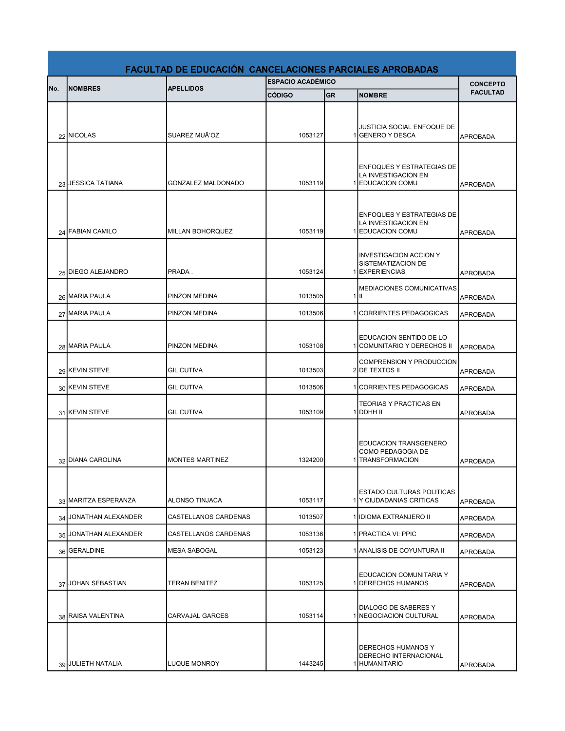## FACULTAD DE EDUCACIÓN CANCELACIONES PARCIALES APROBADAS

| No. | NOMBRES | APELLIDOS | ESPACIO ACADÉMICO | | | CONCEPTO FACULTAD |
|---|---|---|---|---|---|---|
| | | | CÓDIGO | GR | NOMBRE | |
| 22 | NICOLAS | SUAREZ MUÃ'OZ | 1053127 | 1 | JUSTICIA SOCIAL ENFOQUE DE GENERO Y DESCA | APROBADA |
| 23 | JESSICA TATIANA | GONZALEZ MALDONADO | 1053119 | 1 | ENFOQUES Y ESTRATEGIAS DE LA INVESTIGACION EN EDUCACION COMU | APROBADA |
| 24 | FABIAN CAMILO | MILLAN BOHORQUEZ | 1053119 | 1 | ENFOQUES Y ESTRATEGIAS DE LA INVESTIGACION EN EDUCACION COMU | APROBADA |
| 25 | DIEGO ALEJANDRO | PRADA . | 1053124 | 1 | INVESTIGACION ACCION Y SISTEMATIZACION DE EXPERIENCIAS | APROBADA |
| 26 | MARIA PAULA | PINZON MEDINA | 1013505 | 1 | MEDIACIONES COMUNICATIVAS II | APROBADA |
| 27 | MARIA PAULA | PINZON MEDINA | 1013506 | 1 | CORRIENTES PEDAGOGICAS | APROBADA |
| 28 | MARIA PAULA | PINZON MEDINA | 1053108 | 1 | EDUCACION SENTIDO DE LO COMUNITARIO Y DERECHOS II | APROBADA |
| 29 | KEVIN STEVE | GIL CUTIVA | 1013503 | 2 | COMPRENSION Y PRODUCCION DE TEXTOS II | APROBADA |
| 30 | KEVIN STEVE | GIL CUTIVA | 1013506 | 1 | CORRIENTES PEDAGOGICAS | APROBADA |
| 31 | KEVIN STEVE | GIL CUTIVA | 1053109 | 1 | TEORIAS Y PRACTICAS EN DDHH II | APROBADA |
| 32 | DIANA CAROLINA | MONTES MARTINEZ | 1324200 | 1 | EDUCACION TRANSGENERO COMO PEDAGOGIA DE TRANSFORMACION | APROBADA |
| 33 | MARITZA ESPERANZA | ALONSO TINJACA | 1053117 | 1 | ESTADO CULTURAS POLITICAS Y CIUDADANIAS CRITICAS | APROBADA |
| 34 | JONATHAN ALEXANDER | CASTELLANOS CARDENAS | 1013507 | 1 | IDIOMA EXTRANJERO II | APROBADA |
| 35 | JONATHAN ALEXANDER | CASTELLANOS CARDENAS | 1053136 | 1 | PRACTICA VI: PPIC | APROBADA |
| 36 | GERALDINE | MESA SABOGAL | 1053123 | 1 | ANALISIS DE COYUNTURA II | APROBADA |
| 37 | JOHAN SEBASTIAN | TERAN BENITEZ | 1053125 | 1 | EDUCACION COMUNITARIA Y DERECHOS HUMANOS | APROBADA |
| 38 | RAISA VALENTINA | CARVAJAL GARCES | 1053114 | 1 | DIALOGO DE SABERES Y NEGOCIACION CULTURAL | APROBADA |
| 39 | JULIETH NATALIA | LUQUE MONROY | 1443245 | 1 | DERECHOS HUMANOS Y DERECHO INTERNACIONAL HUMANITARIO | APROBADA |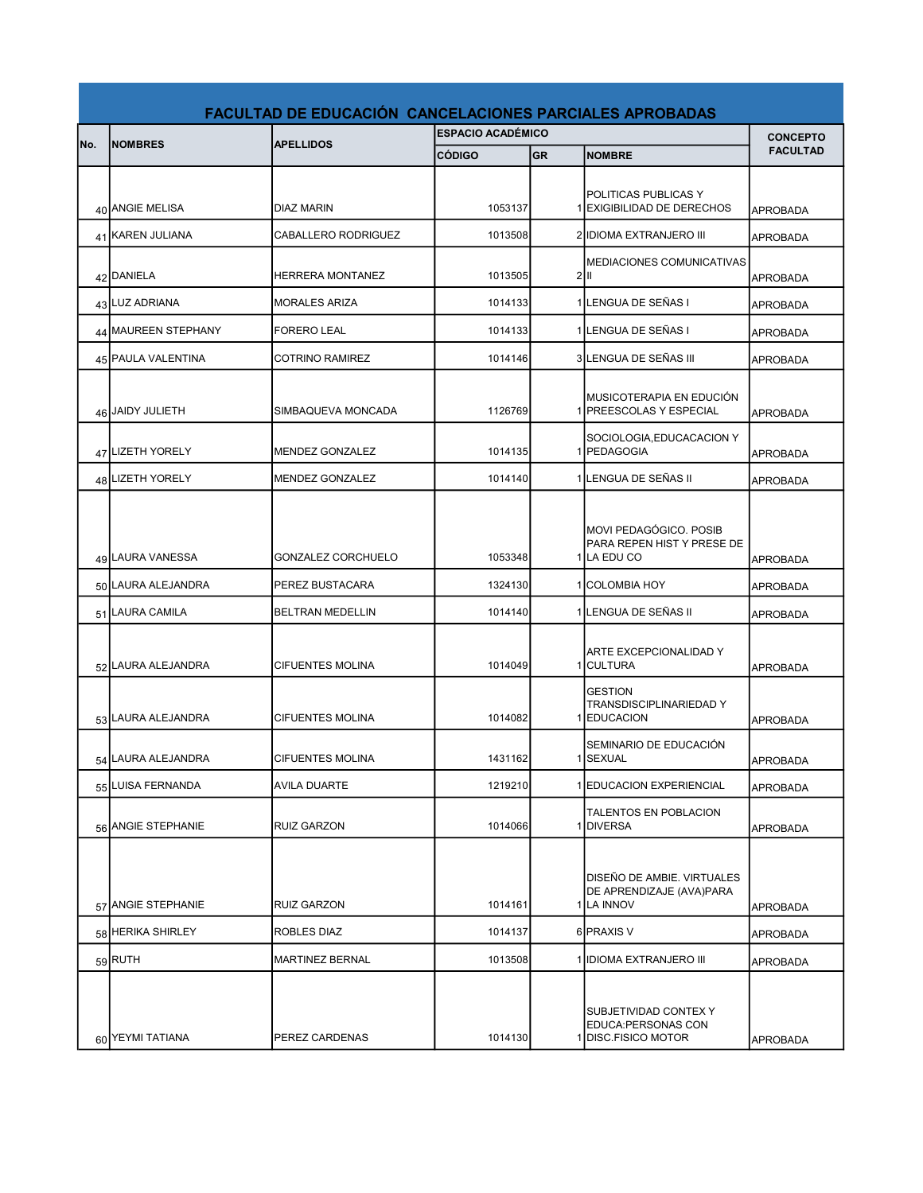## FACULTAD DE EDUCACIÓN CANCELACIONES PARCIALES APROBADAS

| No. | NOMBRES | APELLIDOS | ESPACIO ACADÉMICO | | | CONCEPTO FACULTAD |
|---|---|---|---|---|---|---|
| | | | CÓDIGO | GR | NOMBRE | |
| 40 | ANGIE MELISA | DIAZ MARIN | 1053137 | 1 | POLITICAS PUBLICAS Y EXIGIBILIDAD DE DERECHOS | APROBADA |
| 41 | KAREN JULIANA | CABALLERO RODRIGUEZ | 1013508 | 2 | IDIOMA EXTRANJERO III | APROBADA |
| 42 | DANIELA | HERRERA MONTANEZ | 1013505 | 2 | MEDIACIONES COMUNICATIVAS II | APROBADA |
| 43 | LUZ ADRIANA | MORALES ARIZA | 1014133 | 1 | LENGUA DE SEÑAS I | APROBADA |
| 44 | MAUREEN STEPHANY | FORERO LEAL | 1014133 | 1 | LENGUA DE SEÑAS I | APROBADA |
| 45 | PAULA VALENTINA | COTRINO RAMIREZ | 1014146 | 3 | LENGUA DE SEÑAS III | APROBADA |
| 46 | JAIDY JULIETH | SIMBAQUEVA MONCADA | 1126769 | 1 | MUSICOTERAPIA EN EDUCIÓN PREESCOLAS Y ESPECIAL | APROBADA |
| 47 | LIZETH YORELY | MENDEZ GONZALEZ | 1014135 | 1 | SOCIOLOGIA,EDUCACACION Y PEDAGOGIA | APROBADA |
| 48 | LIZETH YORELY | MENDEZ GONZALEZ | 1014140 | 1 | LENGUA DE SEÑAS II | APROBADA |
| 49 | LAURA VANESSA | GONZALEZ CORCHUELO | 1053348 | 1 | MOVI PEDAGÓGICO. POSIB PARA REPEN HIST Y PRESE DE LA EDU CO | APROBADA |
| 50 | LAURA ALEJANDRA | PEREZ BUSTACARA | 1324130 | 1 | COLOMBIA HOY | APROBADA |
| 51 | LAURA CAMILA | BELTRAN MEDELLIN | 1014140 | 1 | LENGUA DE SEÑAS II | APROBADA |
| 52 | LAURA ALEJANDRA | CIFUENTES MOLINA | 1014049 | 1 | ARTE EXCEPCIONALIDAD Y CULTURA | APROBADA |
| 53 | LAURA ALEJANDRA | CIFUENTES MOLINA | 1014082 | 1 | GESTION TRANSDISCIPLINARIEDAD Y EDUCACION | APROBADA |
| 54 | LAURA ALEJANDRA | CIFUENTES MOLINA | 1431162 | 1 | SEMINARIO DE EDUCACIÓN SEXUAL | APROBADA |
| 55 | LUISA FERNANDA | AVILA DUARTE | 1219210 | 1 | EDUCACION EXPERIENCIAL | APROBADA |
| 56 | ANGIE STEPHANIE | RUIZ GARZON | 1014066 | 1 | TALENTOS EN POBLACION DIVERSA | APROBADA |
| 57 | ANGIE STEPHANIE | RUIZ GARZON | 1014161 | 1 | DISEÑO DE AMBIE. VIRTUALES DE APRENDIZAJE (AVA)PARA LA INNOV | APROBADA |
| 58 | HERIKA SHIRLEY | ROBLES DIAZ | 1014137 | 6 | PRAXIS V | APROBADA |
| 59 | RUTH | MARTINEZ BERNAL | 1013508 | 1 | IDIOMA EXTRANJERO III | APROBADA |
| 60 | YEYMI TATIANA | PEREZ CARDENAS | 1014130 | 1 | SUBJETIVIDAD CONTEX Y EDUCA:PERSONAS CON DISC.FISICO MOTOR | APROBADA |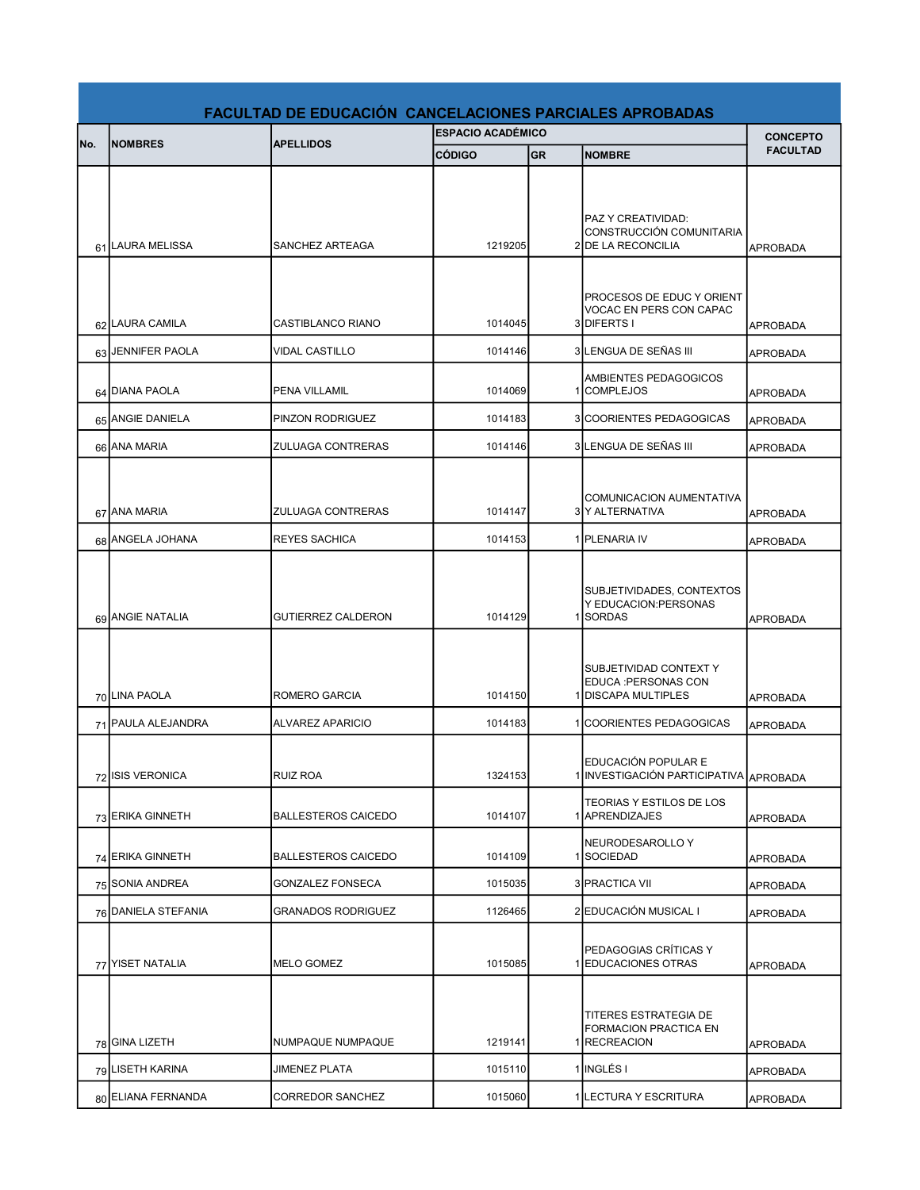# FACULTAD DE EDUCACIÓN CANCELACIONES PARCIALES APROBADAS

| No. | NOMBRES | APELLIDOS | ESPACIO ACADÉMICO | | | CONCEPTO FACULTAD |
|---|---|---|---|---|---|---|
| | | | CÓDIGO | GR | NOMBRE | |
| 61 | LAURA MELISSA | SANCHEZ ARTEAGA | 1219205 | 2 | PAZ Y CREATIVIDAD: CONSTRUCCIÓN COMUNITARIA DE LA RECONCILIA | APROBADA |
| 62 | LAURA CAMILA | CASTIBLANCO RIANO | 1014045 | 3 | PROCESOS DE EDUC Y ORIENT VOCAC EN PERS CON CAPAC DIFERTS I | APROBADA |
| 63 | JENNIFER PAOLA | VIDAL CASTILLO | 1014146 | 3 | LENGUA DE SEÑAS III | APROBADA |
| 64 | DIANA PAOLA | PENA VILLAMIL | 1014069 | 1 | AMBIENTES PEDAGOGICOS COMPLEJOS | APROBADA |
| 65 | ANGIE DANIELA | PINZON RODRIGUEZ | 1014183 | 3 | COORIENTES PEDAGOGICAS | APROBADA |
| 66 | ANA MARIA | ZULUAGA CONTRERAS | 1014146 | 3 | LENGUA DE SEÑAS III | APROBADA |
| 67 | ANA MARIA | ZULUAGA CONTRERAS | 1014147 | 3 | COMUNICACION AUMENTATIVA Y ALTERNATIVA | APROBADA |
| 68 | ANGELA JOHANA | REYES SACHICA | 1014153 | 1 | PLENARIA IV | APROBADA |
| 69 | ANGIE NATALIA | GUTIERREZ CALDERON | 1014129 | 1 | SUBJETIVIDADES, CONTEXTOS Y EDUCACION:PERSONAS SORDAS | APROBADA |
| 70 | LINA PAOLA | ROMERO GARCIA | 1014150 | 1 | SUBJETIVIDAD CONTEXT Y EDUCA :PERSONAS CON DISCAPA MULTIPLES | APROBADA |
| 71 | PAULA ALEJANDRA | ALVAREZ APARICIO | 1014183 | 1 | COORIENTES PEDAGOGICAS | APROBADA |
| 72 | ISIS VERONICA | RUIZ ROA | 1324153 | 1 | EDUCACIÓN POPULAR E INVESTIGACIÓN PARTICIPATIVA | APROBADA |
| 73 | ERIKA GINNETH | BALLESTEROS CAICEDO | 1014107 | 1 | TEORIAS Y ESTILOS DE LOS APRENDIZAJES | APROBADA |
| 74 | ERIKA GINNETH | BALLESTEROS CAICEDO | 1014109 | 1 | NEURODESAROLLO Y SOCIEDAD | APROBADA |
| 75 | SONIA ANDREA | GONZALEZ FONSECA | 1015035 | 3 | PRACTICA VII | APROBADA |
| 76 | DANIELA STEFANIA | GRANADOS RODRIGUEZ | 1126465 | 2 | EDUCACIÓN MUSICAL I | APROBADA |
| 77 | YISET NATALIA | MELO GOMEZ | 1015085 | 1 | PEDAGOGIAS CRÍTICAS Y EDUCACIONES OTRAS | APROBADA |
| 78 | GINA LIZETH | NUMPAQUE NUMPAQUE | 1219141 | 1 | TITERES ESTRATEGIA DE FORMACION PRACTICA EN RECREACION | APROBADA |
| 79 | LISETH KARINA | JIMENEZ PLATA | 1015110 | 1 | INGLÉS I | APROBADA |
| 80 | ELIANA FERNANDA | CORREDOR SANCHEZ | 1015060 | 1 | LECTURA Y ESCRITURA | APROBADA |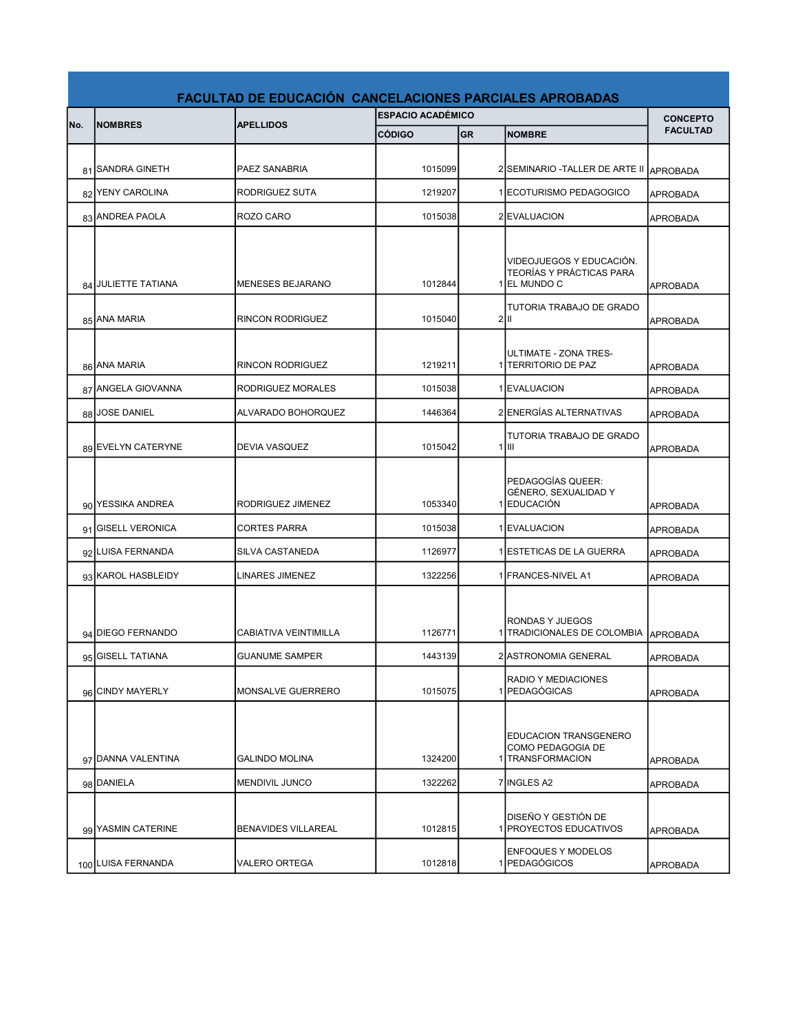## FACULTAD DE EDUCACIÓN CANCELACIONES PARCIALES APROBADAS

| No. | NOMBRES | APELLIDOS | ESPACIO ACADÉMICO | | | CONCEPTO FACULTAD |
|---|---|---|---|---|---|---|
| | | | CÓDIGO | GR | NOMBRE | |
| 81 | SANDRA GINETH | PAEZ SANABRIA | 1015099 | 2 | SEMINARIO -TALLER DE ARTE II | APROBADA |
| 82 | YENY CAROLINA | RODRIGUEZ SUTA | 1219207 | 1 | ECOTURISMO PEDAGOGICO | APROBADA |
| 83 | ANDREA PAOLA | ROZO CARO | 1015038 | 2 | EVALUACION | APROBADA |
| 84 | JULIETTE TATIANA | MENESES BEJARANO | 1012844 | 1 | VIDEOJUEGOS Y EDUCACIÓN. TEORÍAS Y PRÁCTICAS PARA EL MUNDO C | APROBADA |
| 85 | ANA MARIA | RINCON RODRIGUEZ | 1015040 | 2 | TUTORIA TRABAJO DE GRADO II | APROBADA |
| 86 | ANA MARIA | RINCON RODRIGUEZ | 1219211 | 1 | ULTIMATE - ZONA TRES-TERRITORIO DE PAZ | APROBADA |
| 87 | ANGELA GIOVANNA | RODRIGUEZ MORALES | 1015038 | 1 | EVALUACION | APROBADA |
| 88 | JOSE DANIEL | ALVARADO BOHORQUEZ | 1446364 | 2 | ENERGÍAS ALTERNATIVAS | APROBADA |
| 89 | EVELYN CATERYNE | DEVIA VASQUEZ | 1015042 | 1 | TUTORIA TRABAJO DE GRADO III | APROBADA |
| 90 | YESSIKA ANDREA | RODRIGUEZ JIMENEZ | 1053340 | 1 | PEDAGOGÍAS QUEER: GÉNERO, SEXUALIDAD Y EDUCACIÓN | APROBADA |
| 91 | GISELL VERONICA | CORTES PARRA | 1015038 | 1 | EVALUACION | APROBADA |
| 92 | LUISA FERNANDA | SILVA CASTANEDA | 1126977 | 1 | ESTETICAS DE LA GUERRA | APROBADA |
| 93 | KAROL HASBLEIDY | LINARES JIMENEZ | 1322256 | 1 | FRANCES-NIVEL A1 | APROBADA |
| 94 | DIEGO FERNANDO | CABIATIVA VEINTIMILLA | 1126771 | 1 | RONDAS Y JUEGOS TRADICIONALES DE COLOMBIA | APROBADA |
| 95 | GISELL TATIANA | GUANUME SAMPER | 1443139 | 2 | ASTRONOMIA GENERAL | APROBADA |
| 96 | CINDY MAYERLY | MONSALVE GUERRERO | 1015075 | 1 | RADIO Y MEDIACIONES PEDAGÓGICAS | APROBADA |
| 97 | DANNA VALENTINA | GALINDO MOLINA | 1324200 | 1 | EDUCACION TRANSGENERO COMO PEDAGOGIA DE TRANSFORMACION | APROBADA |
| 98 | DANIELA | MENDIVIL JUNCO | 1322262 | 7 | INGLES A2 | APROBADA |
| 99 | YASMIN CATERINE | BENAVIDES VILLAREAL | 1012815 | 1 | DISEÑO Y GESTIÓN DE PROYECTOS EDUCATIVOS | APROBADA |
| 100 | LUISA FERNANDA | VALERO ORTEGA | 1012818 | 1 | ENFOQUES Y MODELOS PEDAGÓGICOS | APROBADA |